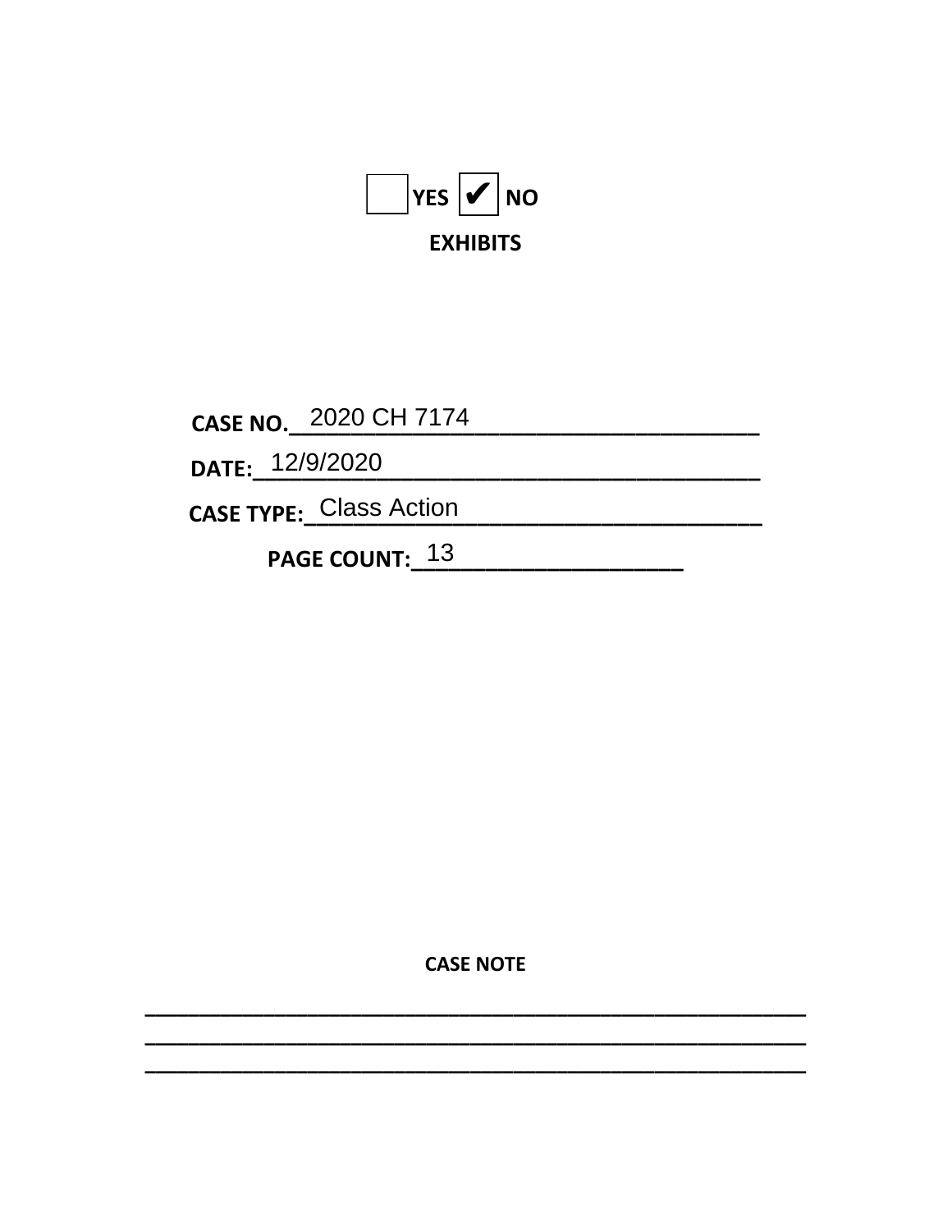☐ YES ☑ NO

**EXHIBITS**

**CASE NO.** 2020 CH 7174

**DATE:** 12/9/2020

**CASE TYPE:** Class Action

**PAGE COUNT:** 13

**CASE NOTE**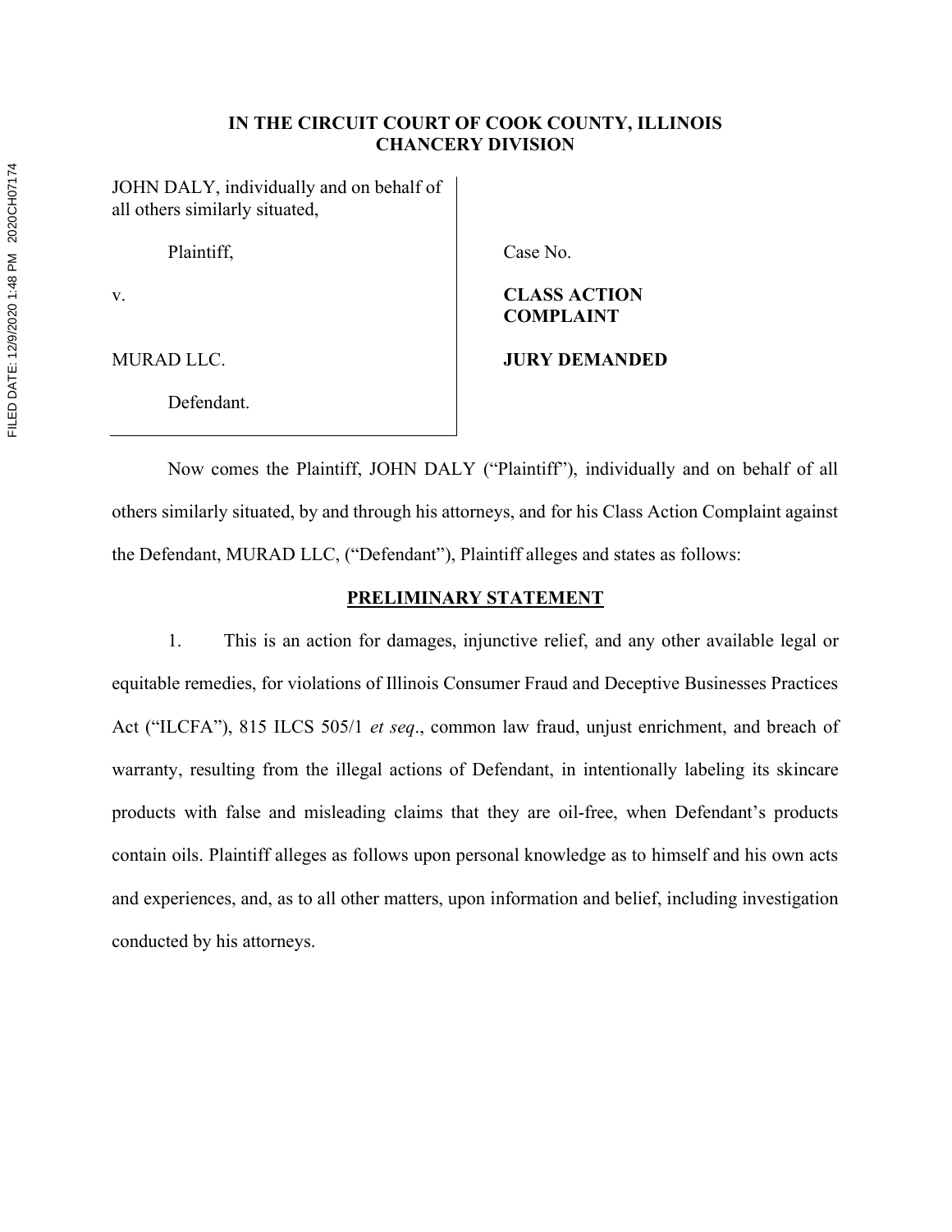# IN THE CIRCUIT COURT OF COOK COUNTY, ILLINOIS
# CHANCERY DIVISION

| | |
|---|---|
| JOHN DALY, individually and on behalf of all others similarly situated, | |
| Plaintiff, | Case No. |
| v. | **CLASS ACTION COMPLAINT** |
| MURAD LLC. | **JURY DEMANDED** |
| Defendant. | |

Now comes the Plaintiff, JOHN DALY ("Plaintiff"), individually and on behalf of all others similarly situated, by and through his attorneys, and for his Class Action Complaint against the Defendant, MURAD LLC, ("Defendant"), Plaintiff alleges and states as follows:

## PRELIMINARY STATEMENT

1. This is an action for damages, injunctive relief, and any other available legal or equitable remedies, for violations of Illinois Consumer Fraud and Deceptive Businesses Practices Act ("ILCFA"), 815 ILCS 505/1 *et seq*., common law fraud, unjust enrichment, and breach of warranty, resulting from the illegal actions of Defendant, in intentionally labeling its skincare products with false and misleading claims that they are oil-free, when Defendant's products contain oils. Plaintiff alleges as follows upon personal knowledge as to himself and his own acts and experiences, and, as to all other matters, upon information and belief, including investigation conducted by his attorneys.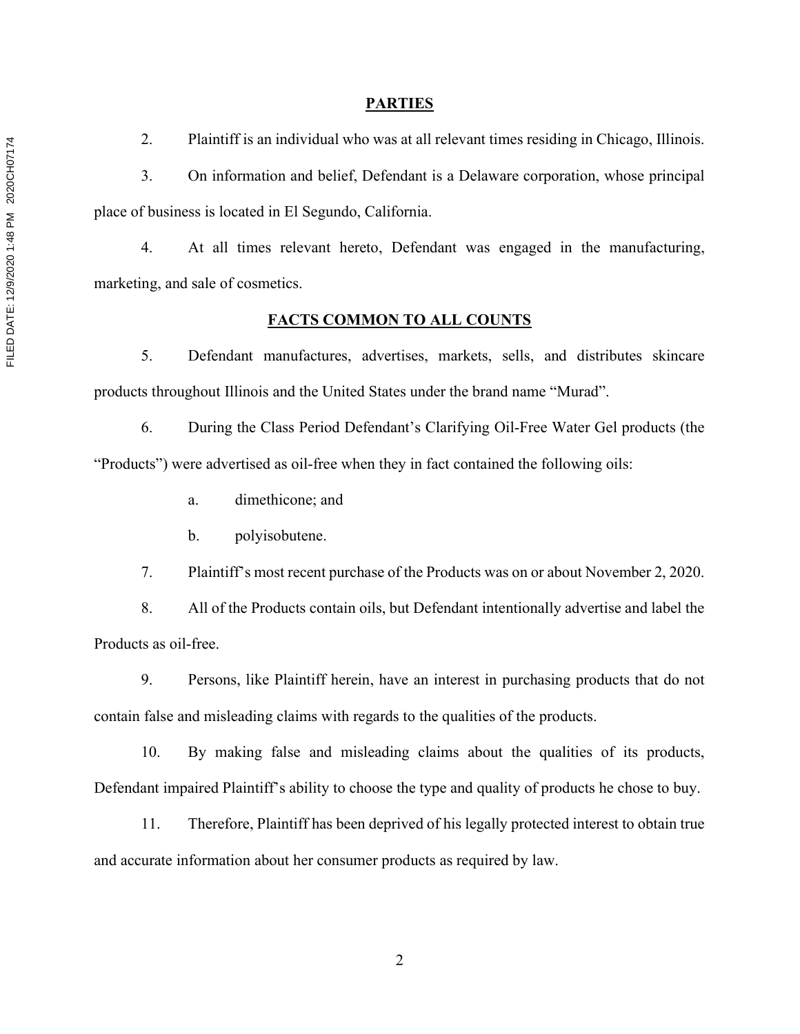## PARTIES

2. Plaintiff is an individual who was at all relevant times residing in Chicago, Illinois.

3. On information and belief, Defendant is a Delaware corporation, whose principal place of business is located in El Segundo, California.

4. At all times relevant hereto, Defendant was engaged in the manufacturing, marketing, and sale of cosmetics.

## FACTS COMMON TO ALL COUNTS

5. Defendant manufactures, advertises, markets, sells, and distributes skincare products throughout Illinois and the United States under the brand name "Murad".

6. During the Class Period Defendant's Clarifying Oil-Free Water Gel products (the "Products") were advertised as oil-free when they in fact contained the following oils:

   a. dimethicone; and

   b. polyisobutene.

7. Plaintiff's most recent purchase of the Products was on or about November 2, 2020.

8. All of the Products contain oils, but Defendant intentionally advertise and label the Products as oil-free.

9. Persons, like Plaintiff herein, have an interest in purchasing products that do not contain false and misleading claims with regards to the qualities of the products.

10. By making false and misleading claims about the qualities of its products, Defendant impaired Plaintiff's ability to choose the type and quality of products he chose to buy.

11. Therefore, Plaintiff has been deprived of his legally protected interest to obtain true and accurate information about her consumer products as required by law.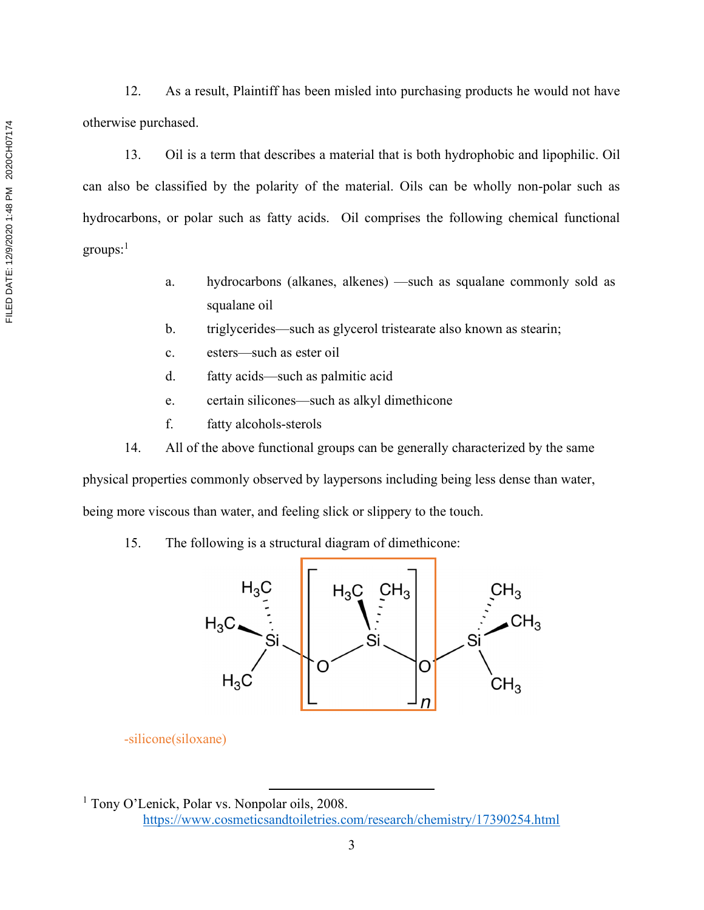12. As a result, Plaintiff has been misled into purchasing products he would not have otherwise purchased.

13. Oil is a term that describes a material that is both hydrophobic and lipophilic. Oil can also be classified by the polarity of the material. Oils can be wholly non-polar such as hydrocarbons, or polar such as fatty acids. Oil comprises the following chemical functional groups:[1]

a. hydrocarbons (alkanes, alkenes) —such as squalane commonly sold as squalane oil

b. triglycerides—such as glycerol tristearate also known as stearin;

c. esters—such as ester oil

d. fatty acids—such as palmitic acid

e. certain silicones—such as alkyl dimethicone

f. fatty alcohols-sterols

14. All of the above functional groups can be generally characterized by the same physical properties commonly observed by laypersons including being less dense than water, being more viscous than water, and feeling slick or slippery to the touch.

15. The following is a structural diagram of dimethicone:

-silicone(siloxane)

[1] Tony O'Lenick, Polar vs. Nonpolar oils, 2008. https://www.cosmeticsandtoiletries.com/research/chemistry/17390254.html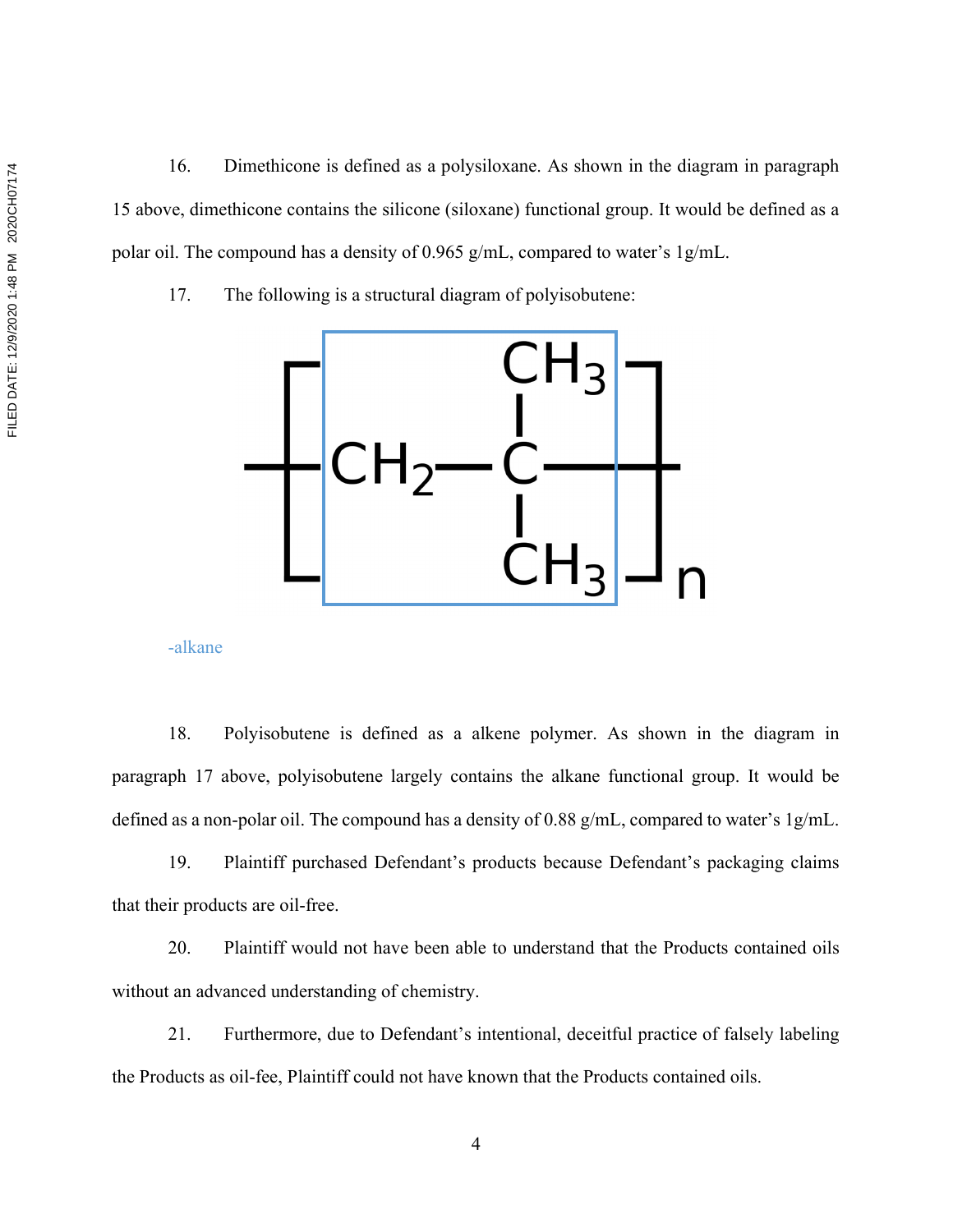16. Dimethicone is defined as a polysiloxane. As shown in the diagram in paragraph 15 above, dimethicone contains the silicone (siloxane) functional group. It would be defined as a polar oil. The compound has a density of 0.965 g/mL, compared to water's 1g/mL.

17. The following is a structural diagram of polyisobutene:

$$\left[ CH_2 - \underset{CH_3}{\overset{CH_3}{\underset{|}{\overset{|}{C}}}} \right]_n$$

-alkane

18. Polyisobutene is defined as a alkene polymer. As shown in the diagram in paragraph 17 above, polyisobutene largely contains the alkane functional group. It would be defined as a non-polar oil. The compound has a density of 0.88 g/mL, compared to water's 1g/mL.

19. Plaintiff purchased Defendant's products because Defendant's packaging claims that their products are oil-free.

20. Plaintiff would not have been able to understand that the Products contained oils without an advanced understanding of chemistry.

21. Furthermore, due to Defendant's intentional, deceitful practice of falsely labeling the Products as oil-fee, Plaintiff could not have known that the Products contained oils.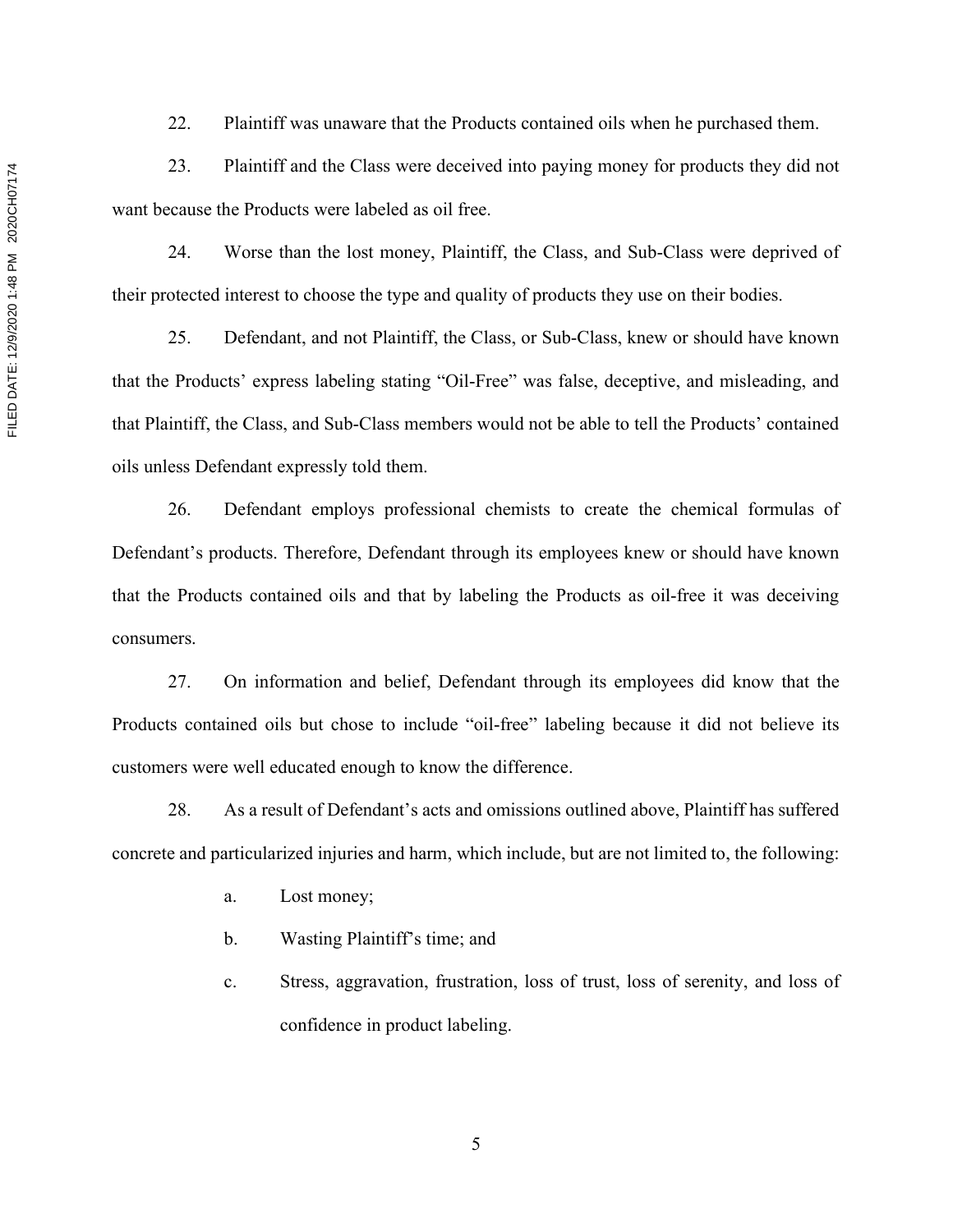22. Plaintiff was unaware that the Products contained oils when he purchased them.

23. Plaintiff and the Class were deceived into paying money for products they did not want because the Products were labeled as oil free.

24. Worse than the lost money, Plaintiff, the Class, and Sub-Class were deprived of their protected interest to choose the type and quality of products they use on their bodies.

25. Defendant, and not Plaintiff, the Class, or Sub-Class, knew or should have known that the Products' express labeling stating "Oil-Free" was false, deceptive, and misleading, and that Plaintiff, the Class, and Sub-Class members would not be able to tell the Products' contained oils unless Defendant expressly told them.

26. Defendant employs professional chemists to create the chemical formulas of Defendant's products. Therefore, Defendant through its employees knew or should have known that the Products contained oils and that by labeling the Products as oil-free it was deceiving consumers.

27. On information and belief, Defendant through its employees did know that the Products contained oils but chose to include "oil-free" labeling because it did not believe its customers were well educated enough to know the difference.

28. As a result of Defendant's acts and omissions outlined above, Plaintiff has suffered concrete and particularized injuries and harm, which include, but are not limited to, the following:

   a. Lost money;

   b. Wasting Plaintiff's time; and

   c. Stress, aggravation, frustration, loss of trust, loss of serenity, and loss of confidence in product labeling.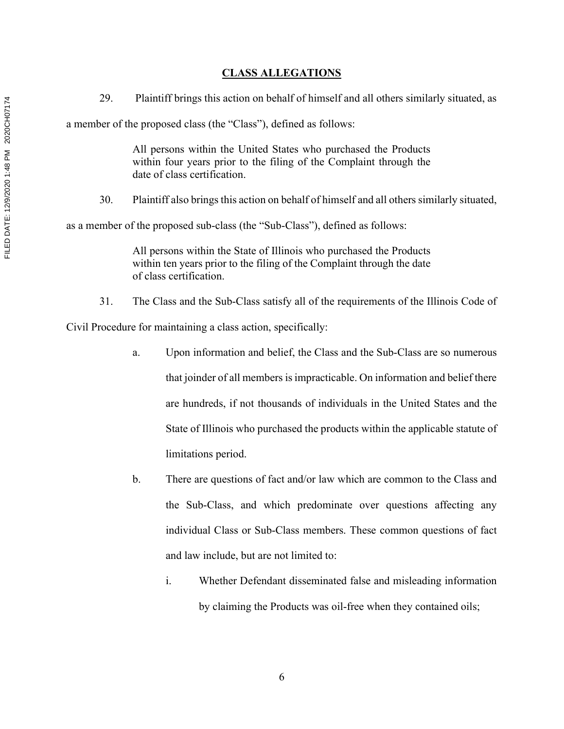## CLASS ALLEGATIONS

29. Plaintiff brings this action on behalf of himself and all others similarly situated, as a member of the proposed class (the "Class"), defined as follows:

> All persons within the United States who purchased the Products within four years prior to the filing of the Complaint through the date of class certification.

30. Plaintiff also brings this action on behalf of himself and all others similarly situated, as a member of the proposed sub-class (the "Sub-Class"), defined as follows:

> All persons within the State of Illinois who purchased the Products within ten years prior to the filing of the Complaint through the date of class certification.

31. The Class and the Sub-Class satisfy all of the requirements of the Illinois Code of Civil Procedure for maintaining a class action, specifically:

a. Upon information and belief, the Class and the Sub-Class are so numerous that joinder of all members is impracticable. On information and belief there are hundreds, if not thousands of individuals in the United States and the State of Illinois who purchased the products within the applicable statute of limitations period.

b. There are questions of fact and/or law which are common to the Class and the Sub-Class, and which predominate over questions affecting any individual Class or Sub-Class members. These common questions of fact and law include, but are not limited to:

i. Whether Defendant disseminated false and misleading information by claiming the Products was oil-free when they contained oils;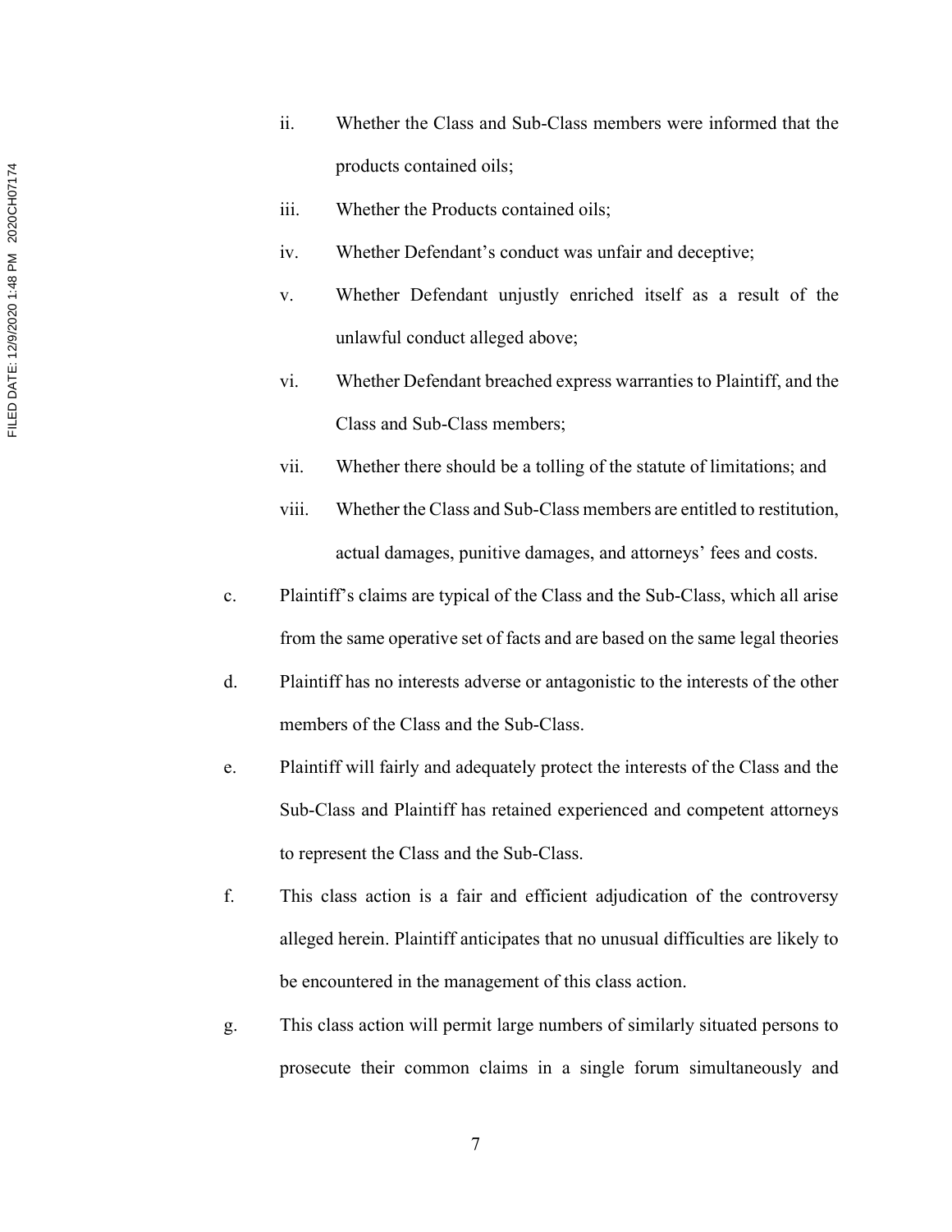ii. Whether the Class and Sub-Class members were informed that the products contained oils;

iii. Whether the Products contained oils;

iv. Whether Defendant's conduct was unfair and deceptive;

v. Whether Defendant unjustly enriched itself as a result of the unlawful conduct alleged above;

vi. Whether Defendant breached express warranties to Plaintiff, and the Class and Sub-Class members;

vii. Whether there should be a tolling of the statute of limitations; and

viii. Whether the Class and Sub-Class members are entitled to restitution, actual damages, punitive damages, and attorneys' fees and costs.

c. Plaintiff's claims are typical of the Class and the Sub-Class, which all arise from the same operative set of facts and are based on the same legal theories

d. Plaintiff has no interests adverse or antagonistic to the interests of the other members of the Class and the Sub-Class.

e. Plaintiff will fairly and adequately protect the interests of the Class and the Sub-Class and Plaintiff has retained experienced and competent attorneys to represent the Class and the Sub-Class.

f. This class action is a fair and efficient adjudication of the controversy alleged herein. Plaintiff anticipates that no unusual difficulties are likely to be encountered in the management of this class action.

g. This class action will permit large numbers of similarly situated persons to prosecute their common claims in a single forum simultaneously and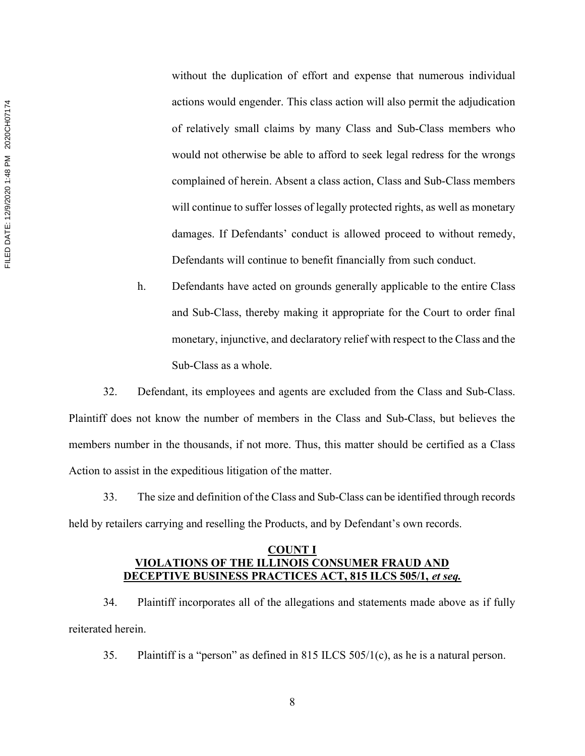without the duplication of effort and expense that numerous individual actions would engender. This class action will also permit the adjudication of relatively small claims by many Class and Sub-Class members who would not otherwise be able to afford to seek legal redress for the wrongs complained of herein. Absent a class action, Class and Sub-Class members will continue to suffer losses of legally protected rights, as well as monetary damages. If Defendants' conduct is allowed proceed to without remedy, Defendants will continue to benefit financially from such conduct.

h. Defendants have acted on grounds generally applicable to the entire Class and Sub-Class, thereby making it appropriate for the Court to order final monetary, injunctive, and declaratory relief with respect to the Class and the Sub-Class as a whole.

32. Defendant, its employees and agents are excluded from the Class and Sub-Class. Plaintiff does not know the number of members in the Class and Sub-Class, but believes the members number in the thousands, if not more. Thus, this matter should be certified as a Class Action to assist in the expeditious litigation of the matter.

33. The size and definition of the Class and Sub-Class can be identified through records held by retailers carrying and reselling the Products, and by Defendant's own records.

## COUNT I
## VIOLATIONS OF THE ILLINOIS CONSUMER FRAUD AND DECEPTIVE BUSINESS PRACTICES ACT, 815 ILCS 505/1, *et seq.*

34. Plaintiff incorporates all of the allegations and statements made above as if fully reiterated herein.

35. Plaintiff is a "person" as defined in 815 ILCS 505/1(c), as he is a natural person.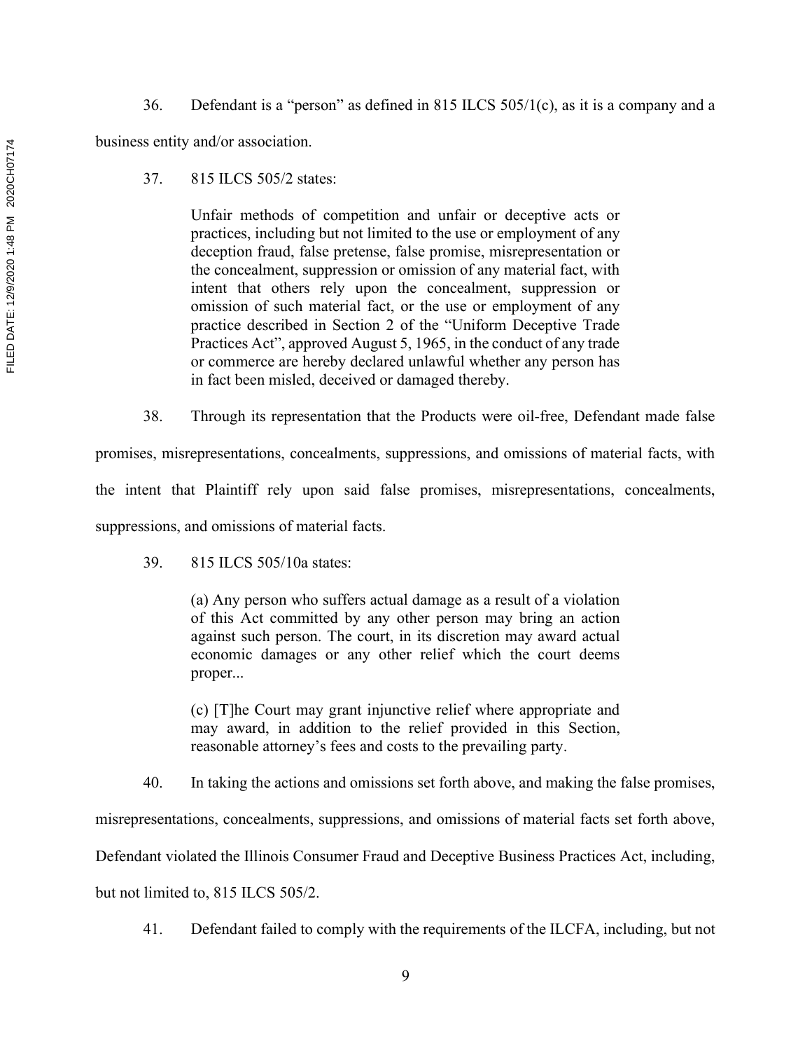36. Defendant is a "person" as defined in 815 ILCS 505/1(c), as it is a company and a business entity and/or association.

37. 815 ILCS 505/2 states:

> Unfair methods of competition and unfair or deceptive acts or practices, including but not limited to the use or employment of any deception fraud, false pretense, false promise, misrepresentation or the concealment, suppression or omission of any material fact, with intent that others rely upon the concealment, suppression or omission of such material fact, or the use or employment of any practice described in Section 2 of the "Uniform Deceptive Trade Practices Act", approved August 5, 1965, in the conduct of any trade or commerce are hereby declared unlawful whether any person has in fact been misled, deceived or damaged thereby.

38. Through its representation that the Products were oil-free, Defendant made false promises, misrepresentations, concealments, suppressions, and omissions of material facts, with the intent that Plaintiff rely upon said false promises, misrepresentations, concealments, suppressions, and omissions of material facts.

39. 815 ILCS 505/10a states:

> (a) Any person who suffers actual damage as a result of a violation of this Act committed by any other person may bring an action against such person. The court, in its discretion may award actual economic damages or any other relief which the court deems proper...
>
> (c) [T]he Court may grant injunctive relief where appropriate and may award, in addition to the relief provided in this Section, reasonable attorney's fees and costs to the prevailing party.

40. In taking the actions and omissions set forth above, and making the false promises, misrepresentations, concealments, suppressions, and omissions of material facts set forth above, Defendant violated the Illinois Consumer Fraud and Deceptive Business Practices Act, including, but not limited to, 815 ILCS 505/2.

41. Defendant failed to comply with the requirements of the ILCFA, including, but not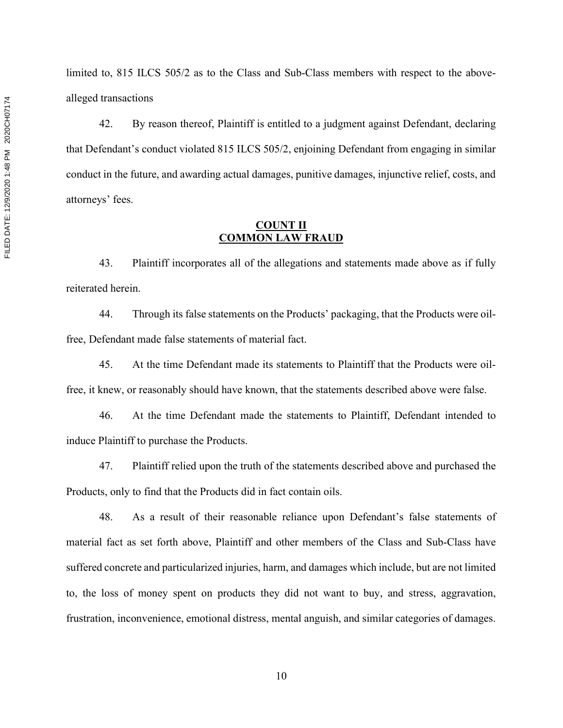limited to, 815 ILCS 505/2 as to the Class and Sub-Class members with respect to the above-alleged transactions

42. By reason thereof, Plaintiff is entitled to a judgment against Defendant, declaring that Defendant's conduct violated 815 ILCS 505/2, enjoining Defendant from engaging in similar conduct in the future, and awarding actual damages, punitive damages, injunctive relief, costs, and attorneys' fees.

## COUNT II
## COMMON LAW FRAUD

43. Plaintiff incorporates all of the allegations and statements made above as if fully reiterated herein.

44. Through its false statements on the Products' packaging, that the Products were oil-free, Defendant made false statements of material fact.

45. At the time Defendant made its statements to Plaintiff that the Products were oil-free, it knew, or reasonably should have known, that the statements described above were false.

46. At the time Defendant made the statements to Plaintiff, Defendant intended to induce Plaintiff to purchase the Products.

47. Plaintiff relied upon the truth of the statements described above and purchased the Products, only to find that the Products did in fact contain oils.

48. As a result of their reasonable reliance upon Defendant's false statements of material fact as set forth above, Plaintiff and other members of the Class and Sub-Class have suffered concrete and particularized injuries, harm, and damages which include, but are not limited to, the loss of money spent on products they did not want to buy, and stress, aggravation, frustration, inconvenience, emotional distress, mental anguish, and similar categories of damages.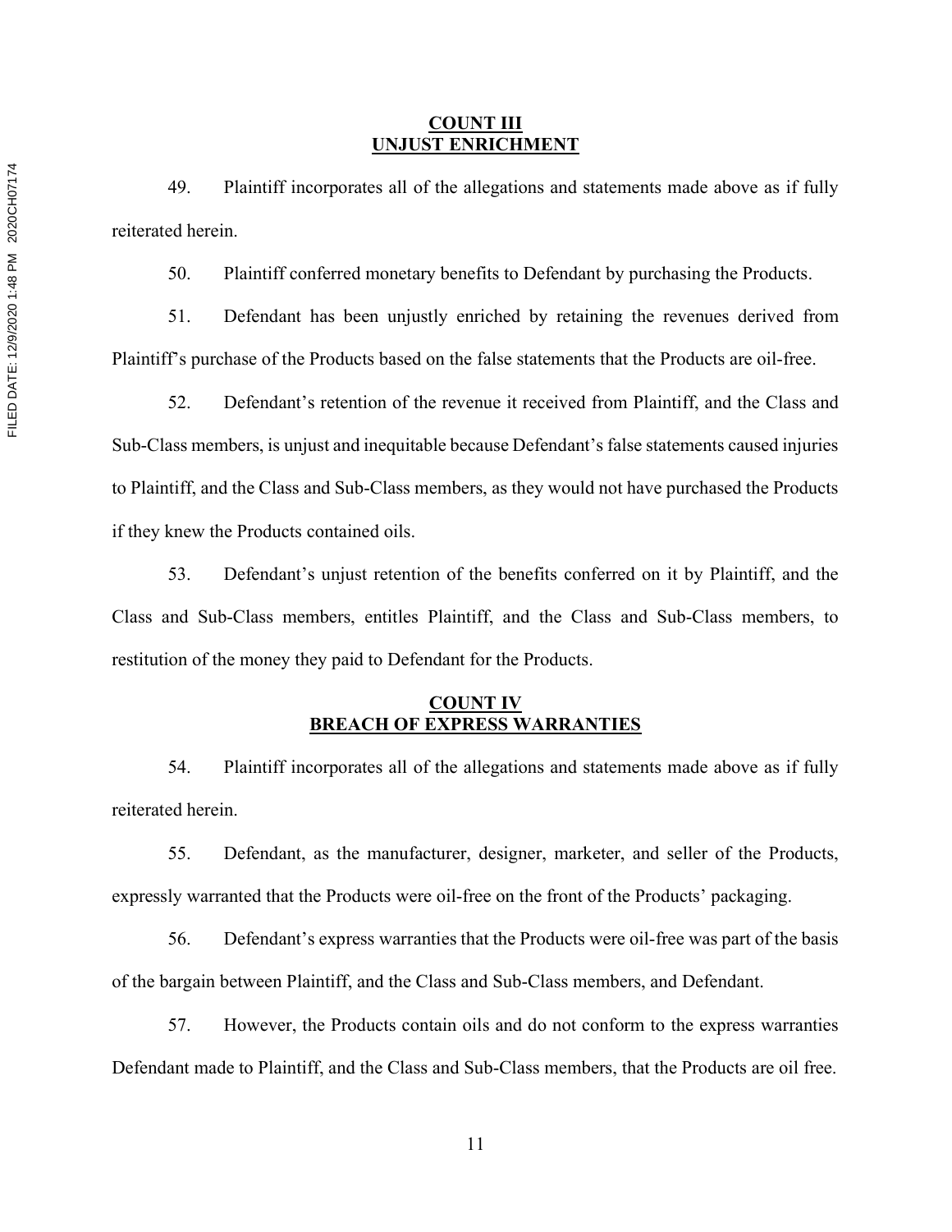## COUNT III
## UNJUST ENRICHMENT

49. Plaintiff incorporates all of the allegations and statements made above as if fully reiterated herein.

50. Plaintiff conferred monetary benefits to Defendant by purchasing the Products.

51. Defendant has been unjustly enriched by retaining the revenues derived from Plaintiff's purchase of the Products based on the false statements that the Products are oil-free.

52. Defendant's retention of the revenue it received from Plaintiff, and the Class and Sub-Class members, is unjust and inequitable because Defendant's false statements caused injuries to Plaintiff, and the Class and Sub-Class members, as they would not have purchased the Products if they knew the Products contained oils.

53. Defendant's unjust retention of the benefits conferred on it by Plaintiff, and the Class and Sub-Class members, entitles Plaintiff, and the Class and Sub-Class members, to restitution of the money they paid to Defendant for the Products.

## COUNT IV
## BREACH OF EXPRESS WARRANTIES

54. Plaintiff incorporates all of the allegations and statements made above as if fully reiterated herein.

55. Defendant, as the manufacturer, designer, marketer, and seller of the Products, expressly warranted that the Products were oil-free on the front of the Products' packaging.

56. Defendant's express warranties that the Products were oil-free was part of the basis of the bargain between Plaintiff, and the Class and Sub-Class members, and Defendant.

57. However, the Products contain oils and do not conform to the express warranties Defendant made to Plaintiff, and the Class and Sub-Class members, that the Products are oil free.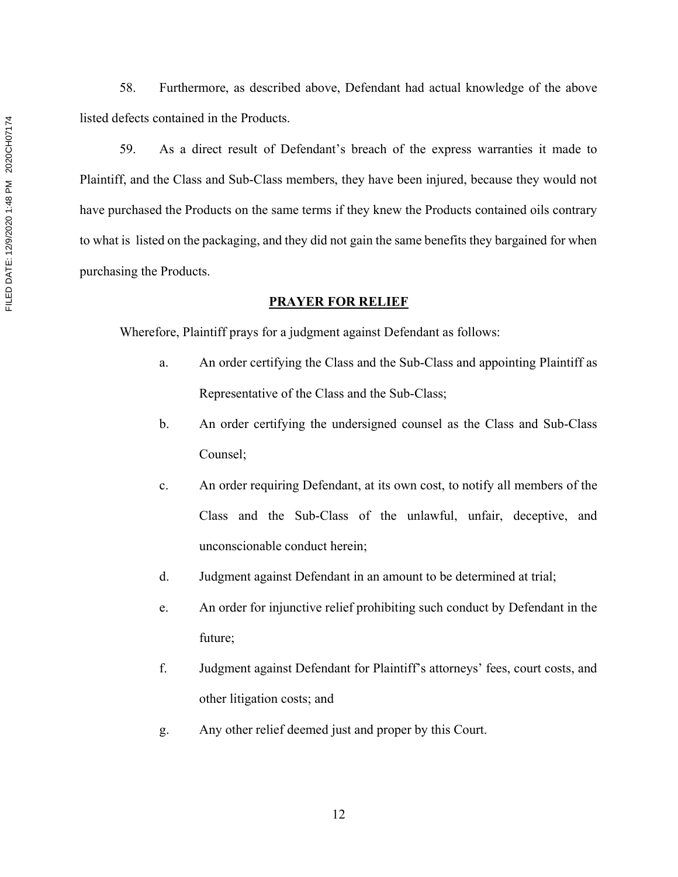58. Furthermore, as described above, Defendant had actual knowledge of the above listed defects contained in the Products.

59. As a direct result of Defendant's breach of the express warranties it made to Plaintiff, and the Class and Sub-Class members, they have been injured, because they would not have purchased the Products on the same terms if they knew the Products contained oils contrary to what is listed on the packaging, and they did not gain the same benefits they bargained for when purchasing the Products.

## PRAYER FOR RELIEF

Wherefore, Plaintiff prays for a judgment against Defendant as follows:

a. An order certifying the Class and the Sub-Class and appointing Plaintiff as Representative of the Class and the Sub-Class;

b. An order certifying the undersigned counsel as the Class and Sub-Class Counsel;

c. An order requiring Defendant, at its own cost, to notify all members of the Class and the Sub-Class of the unlawful, unfair, deceptive, and unconscionable conduct herein;

d. Judgment against Defendant in an amount to be determined at trial;

e. An order for injunctive relief prohibiting such conduct by Defendant in the future;

f. Judgment against Defendant for Plaintiff's attorneys' fees, court costs, and other litigation costs; and

g. Any other relief deemed just and proper by this Court.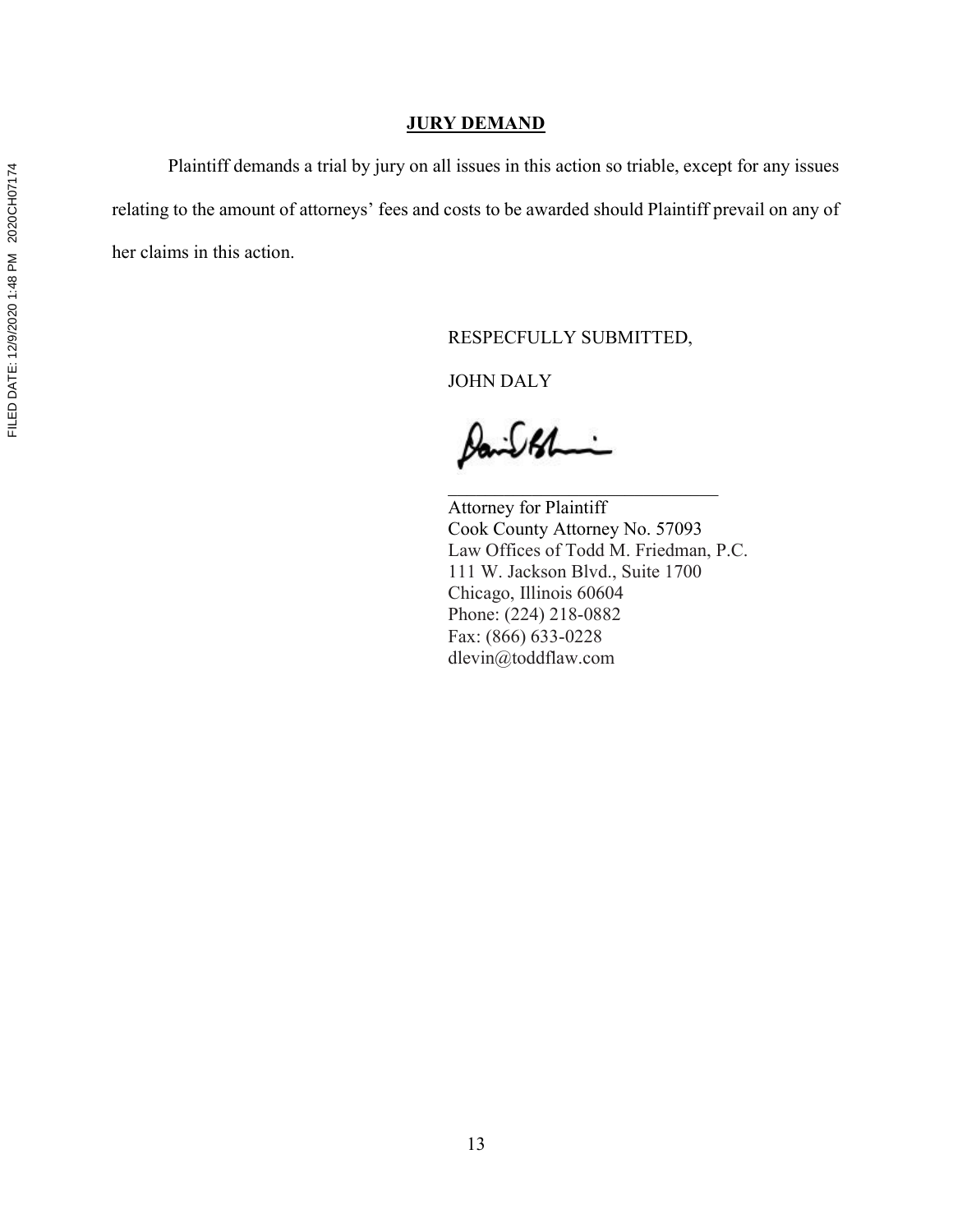## JURY DEMAND

Plaintiff demands a trial by jury on all issues in this action so triable, except for any issues relating to the amount of attorneys' fees and costs to be awarded should Plaintiff prevail on any of her claims in this action.

RESPECFULLY SUBMITTED,

JOHN DALY

\_\_\_\_\_\_\_\_\_\_\_\_\_\_\_\_\_\_\_\_\_\_\_\_\_\_\_\_\_\_

Attorney for Plaintiff
Cook County Attorney No. 57093
Law Offices of Todd M. Friedman, P.C.
111 W. Jackson Blvd., Suite 1700
Chicago, Illinois 60604
Phone: (224) 218-0882
Fax: (866) 633-0228
dlevin@toddflaw.com